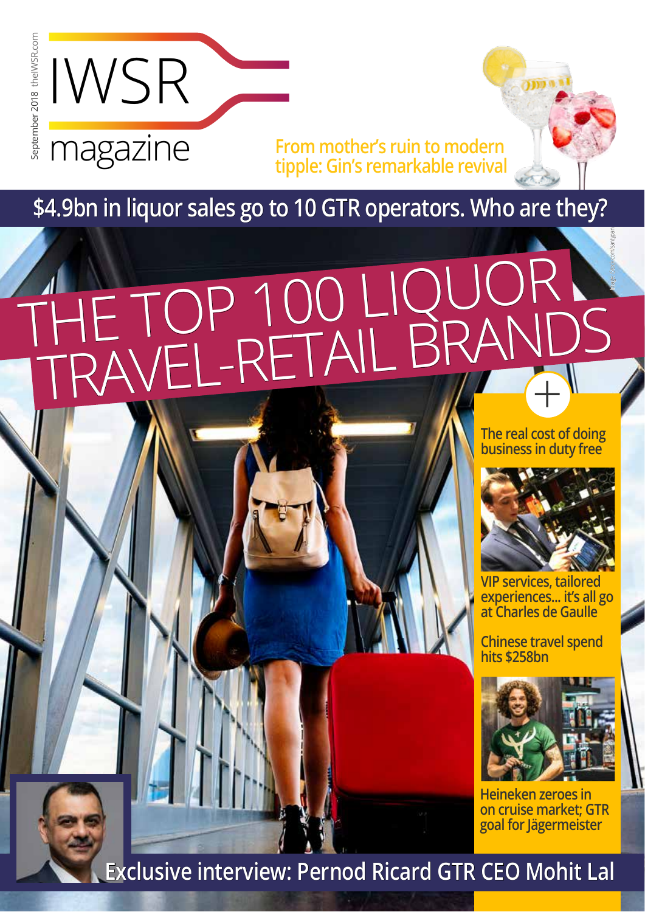September 2018 theIWSR.com

# IWSR magazine

From mother's ruin to modern tipple: Gin's remarkable revival

## $4.9bn in liquor sales go to 10 GTR operators. Who are they?

# THE TOP 100 LIQUOR TRAVEL-RETAIL BRANDS

+

The real cost of doing business in duty free

VIP services, tailored experiences... it's all go at Charles de Gaulle

Chinese travel spend hits $258bn

Heineken zeroes in on cruise market; GTR goal for Jägermeister

## Exclusive interview: Pernod Ricard GTR CEO Mohit Lal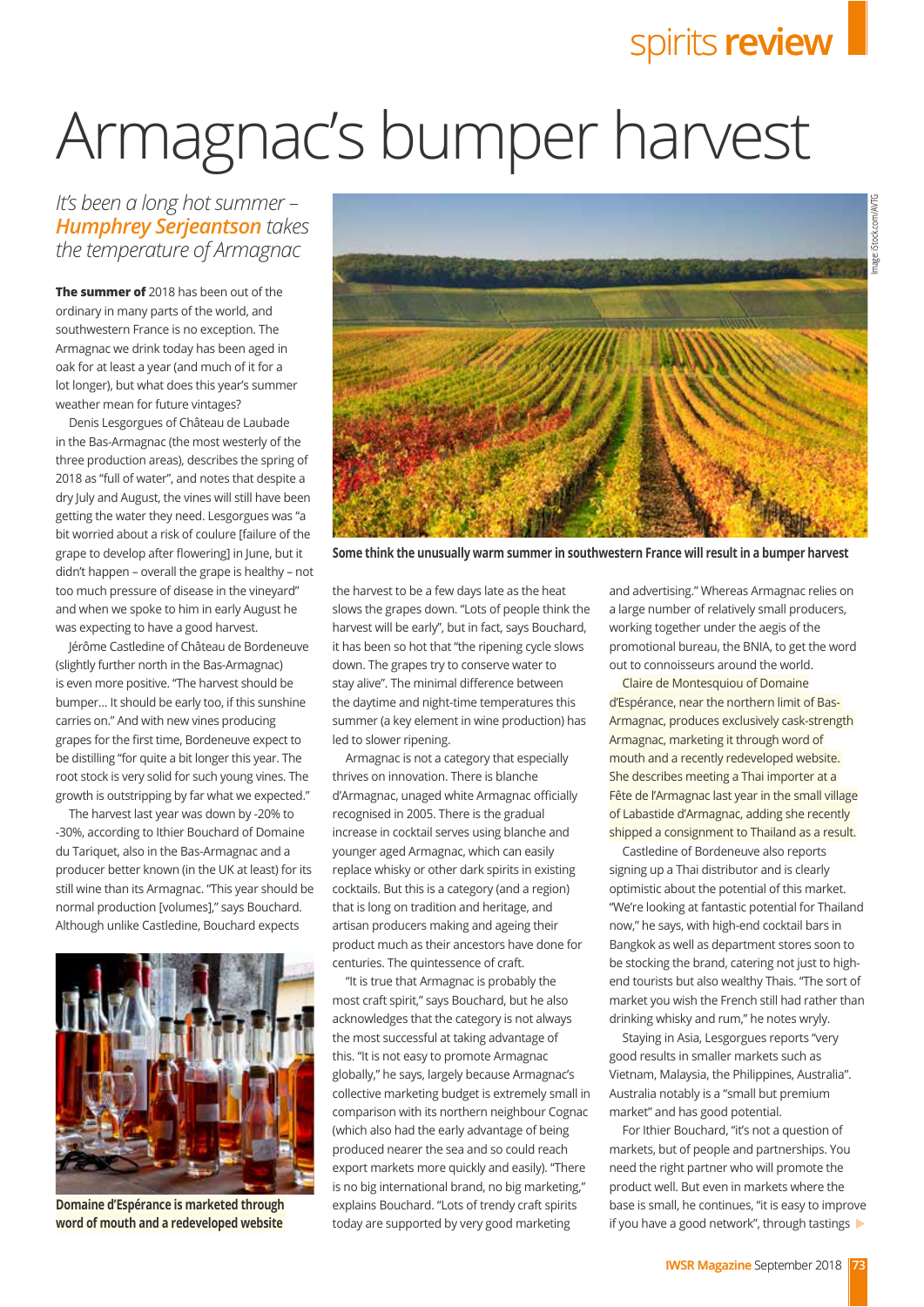# Armagnac's bumper harvest

*It's been a long hot summer – **Humphrey Serjeantson** takes the temperature of Armagnac*

**The summer of** 2018 has been out of the ordinary in many parts of the world, and southwestern France is no exception. The Armagnac we drink today has been aged in oak for at least a year (and much of it for a lot longer), but what does this year's summer weather mean for future vintages?

Denis Lesgorgues of Château de Laubade in the Bas-Armagnac (the most westerly of the three production areas), describes the spring of 2018 as "full of water", and notes that despite a dry July and August, the vines will still have been getting the water they need. Lesgorgues was "a bit worried about a risk of coulure [failure of the grape to develop after flowering] in June, but it didn't happen – overall the grape is healthy – not too much pressure of disease in the vineyard" and when we spoke to him in early August he was expecting to have a good harvest.

Jérôme Castledine of Château de Bordeneuve (slightly further north in the Bas-Armagnac) is even more positive. "The harvest should be bumper… It should be early too, if this sunshine carries on." And with new vines producing grapes for the first time, Bordeneuve expect to be distilling "for quite a bit longer this year. The root stock is very solid for such young vines. The growth is outstripping by far what we expected."

The harvest last year was down by -20% to -30%, according to Ithier Bouchard of Domaine du Tariquet, also in the Bas-Armagnac and a producer better known (in the UK at least) for its still wine than its Armagnac. "This year should be normal production [volumes]," says Bouchard. Although unlike Castledine, Bouchard expects the harvest to be a few days late as the heat slows the grapes down. "Lots of people think the harvest will be early", but in fact, says Bouchard, it has been so hot that "the ripening cycle slows down. The grapes try to conserve water to stay alive". The minimal difference between the daytime and night-time temperatures this summer (a key element in wine production) has led to slower ripening.

Some think the unusually warm summer in southwestern France will result in a bumper harvest

Domaine d'Espérance is marketed through word of mouth and a redeveloped website

Armagnac is not a category that especially thrives on innovation. There is blanche d'Armagnac, unaged white Armagnac officially recognised in 2005. There is the gradual increase in cocktail serves using blanche and younger aged Armagnac, which can easily replace whisky or other dark spirits in existing cocktails. But this is a category (and a region) that is long on tradition and heritage, and artisan producers making and ageing their product much as their ancestors have done for centuries. The quintessence of craft.

"It is true that Armagnac is probably the most craft spirit," says Bouchard, but he also acknowledges that the category is not always the most successful at taking advantage of this. "It is not easy to promote Armagnac globally," he says, largely because Armagnac's collective marketing budget is extremely small in comparison with its northern neighbour Cognac (which also had the early advantage of being produced nearer the sea and so could reach export markets more quickly and easily). "There is no big international brand, no big marketing," explains Bouchard. "Lots of trendy craft spirits today are supported by very good marketing and advertising." Whereas Armagnac relies on a large number of relatively small producers, working together under the aegis of the promotional bureau, the BNIA, to get the word out to connoisseurs around the world.

Claire de Montesquiou of Domaine d'Espérance, near the northern limit of Bas-Armagnac, produces exclusively cask-strength Armagnac, marketing it through word of mouth and a recently redeveloped website. She describes meeting a Thai importer at a Fête de l'Armagnac last year in the small village of Labastide d'Armagnac, adding she recently shipped a consignment to Thailand as a result.

Castledine of Bordeneuve also reports signing up a Thai distributor and is clearly optimistic about the potential of this market. "We're looking at fantastic potential for Thailand now," he says, with high-end cocktail bars in Bangkok as well as department stores soon to be stocking the brand, catering not just to high-end tourists but also wealthy Thais. "The sort of market you wish the French still had rather than drinking whisky and rum," he notes wryly.

Staying in Asia, Lesgorgues reports "very good results in smaller markets such as Vietnam, Malaysia, the Philippines, Australia". Australia notably is a "small but premium market" and has good potential.

For Ithier Bouchard, "it's not a question of markets, but of people and partnerships. You need the right partner who will promote the product well. But even in markets where the base is small, he continues, "it is easy to improve if you have a good network", through tastings ▶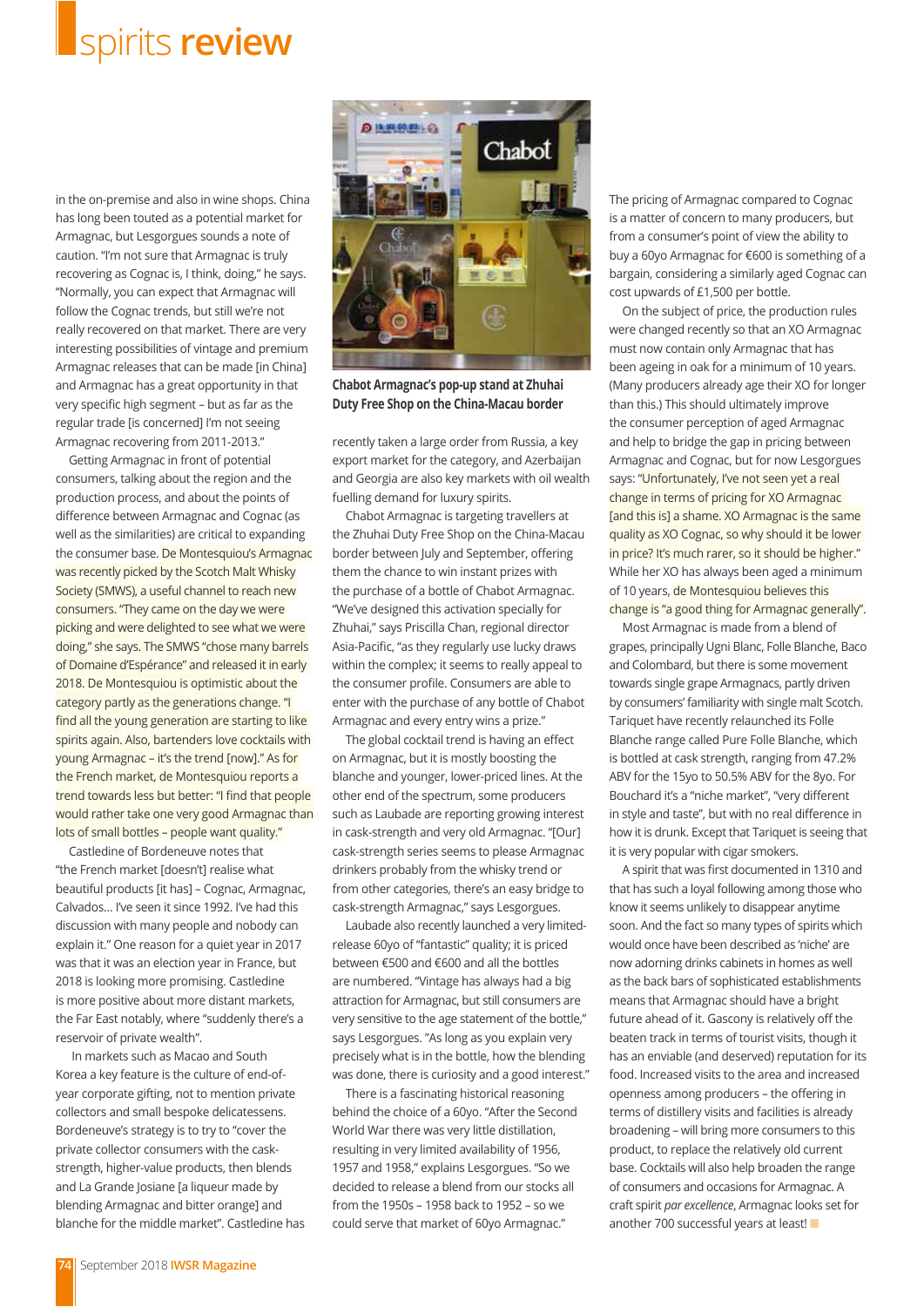in the on-premise and also in wine shops. China has long been touted as a potential market for Armagnac, but Lesgorgues sounds a note of caution. "I'm not sure that Armagnac is truly recovering as Cognac is, I think, doing," he says. "Normally, you can expect that Armagnac will follow the Cognac trends, but still we're not really recovered on that market. There are very interesting possibilities of vintage and premium Armagnac releases that can be made [in China] and Armagnac has a great opportunity in that very specific high segment – but as far as the regular trade [is concerned] I'm not seeing Armagnac recovering from 2011-2013."

Getting Armagnac in front of potential consumers, talking about the region and the production process, and about the points of difference between Armagnac and Cognac (as well as the similarities) are critical to expanding the consumer base. De Montesquiou's Armagnac was recently picked by the Scotch Malt Whisky Society (SMWS), a useful channel to reach new consumers. "They came on the day we were picking and were delighted to see what we were doing," she says. The SMWS "chose many barrels of Domaine d'Espérance" and released it in early 2018. De Montesquiou is optimistic about the category partly as the generations change. "I find all the young generation are starting to like spirits again. Also, bartenders love cocktails with young Armagnac – it's the trend [now]." As for the French market, de Montesquiou reports a trend towards less but better: "I find that people would rather take one very good Armagnac than lots of small bottles – people want quality."

Castledine of Bordeneuve notes that "the French market [doesn't] realise what beautiful products [it has] – Cognac, Armagnac, Calvados... I've seen it since 1992. I've had this discussion with many people and nobody can explain it." One reason for a quiet year in 2017 was that it was an election year in France, but 2018 is looking more promising. Castledine is more positive about more distant markets, the Far East notably, where "suddenly there's a reservoir of private wealth".

In markets such as Macao and South Korea a key feature is the culture of end-of-year corporate gifting, not to mention private collectors and small bespoke delicatessens. Bordeneuve's strategy is to try to "cover the private collector consumers with the cask-strength, higher-value products, then blends and La Grande Josiane [a liqueur made by blending Armagnac and bitter orange] and blanche for the middle market". Castledine has recently taken a large order from Russia, a key export market for the category, and Azerbaijan and Georgia are also key markets with oil wealth fuelling demand for luxury spirits.

Chabot Armagnac's pop-up stand at Zhuhai Duty Free Shop on the China-Macau border

Chabot Armagnac is targeting travellers at the Zhuhai Duty Free Shop on the China-Macau border between July and September, offering them the chance to win instant prizes with the purchase of a bottle of Chabot Armagnac. "We've designed this activation specially for Zhuhai," says Priscilla Chan, regional director Asia-Pacific, "as they regularly use lucky draws within the complex; it seems to really appeal to the consumer profile. Consumers are able to enter with the purchase of any bottle of Chabot Armagnac and every entry wins a prize."

The global cocktail trend is having an effect on Armagnac, but it is mostly boosting the blanche and younger, lower-priced lines. At the other end of the spectrum, some producers such as Laubade are reporting growing interest in cask-strength and very old Armagnac. "[Our] cask-strength series seems to please Armagnac drinkers probably from the whisky trend or from other categories, there's an easy bridge to cask-strength Armagnac," says Lesgorgues.

Laubade also recently launched a very limited-release 60yo of "fantastic" quality; it is priced between €500 and €600 and all the bottles are numbered. "Vintage has always had a big attraction for Armagnac, but still consumers are very sensitive to the age statement of the bottle," says Lesgorgues. "As long as you explain very precisely what is in the bottle, how the blending was done, there is curiosity and a good interest."

There is a fascinating historical reasoning behind the choice of a 60yo. "After the Second World War there was very little distillation, resulting in very limited availability of 1956, 1957 and 1958," explains Lesgorgues. "So we decided to release a blend from our stocks all from the 1950s – 1958 back to 1952 – so we could serve that market of 60yo Armagnac."

The pricing of Armagnac compared to Cognac is a matter of concern to many producers, but from a consumer's point of view the ability to buy a 60yo Armagnac for €600 is something of a bargain, considering a similarly aged Cognac can cost upwards of £1,500 per bottle.

On the subject of price, the production rules were changed recently so that an XO Armagnac must now contain only Armagnac that has been ageing in oak for a minimum of 10 years. (Many producers already age their XO for longer than this.) This should ultimately improve the consumer perception of aged Armagnac and help to bridge the gap in pricing between Armagnac and Cognac, but for now Lesgorgues says: "Unfortunately, I've not seen yet a real change in terms of pricing for XO Armagnac [and this is] a shame. XO Armagnac is the same quality as XO Cognac, so why should it be lower in price? It's much rarer, so it should be higher." While her XO has always been aged a minimum of 10 years, de Montesquiou believes this change is "a good thing for Armagnac generally".

Most Armagnac is made from a blend of grapes, principally Ugni Blanc, Folle Blanche, Baco and Colombard, but there is some movement towards single grape Armagnacs, partly driven by consumers' familiarity with single malt Scotch. Tariquet have recently relaunched its Folle Blanche range called Pure Folle Blanche, which is bottled at cask strength, ranging from 47.2% ABV for the 15yo to 50.5% ABV for the 8yo. For Bouchard it's a "niche market", "very different in style and taste", but with no real difference in how it is drunk. Except that Tariquet is seeing that it is very popular with cigar smokers.

A spirit that was first documented in 1310 and that has such a loyal following among those who know it seems unlikely to disappear anytime soon. And the fact so many types of spirits which would once have been described as 'niche' are now adorning drinks cabinets in homes as well as the back bars of sophisticated establishments means that Armagnac should have a bright future ahead of it. Gascony is relatively off the beaten track in terms of tourist visits, though it has an enviable (and deserved) reputation for its food. Increased visits to the area and increased openness among producers – the offering in terms of distillery visits and facilities is already broadening – will bring more consumers to this product, to replace the relatively old current base. Cocktails will also help broaden the range of consumers and occasions for Armagnac. A craft spirit *par excellence*, Armagnac looks set for another 700 successful years at least!